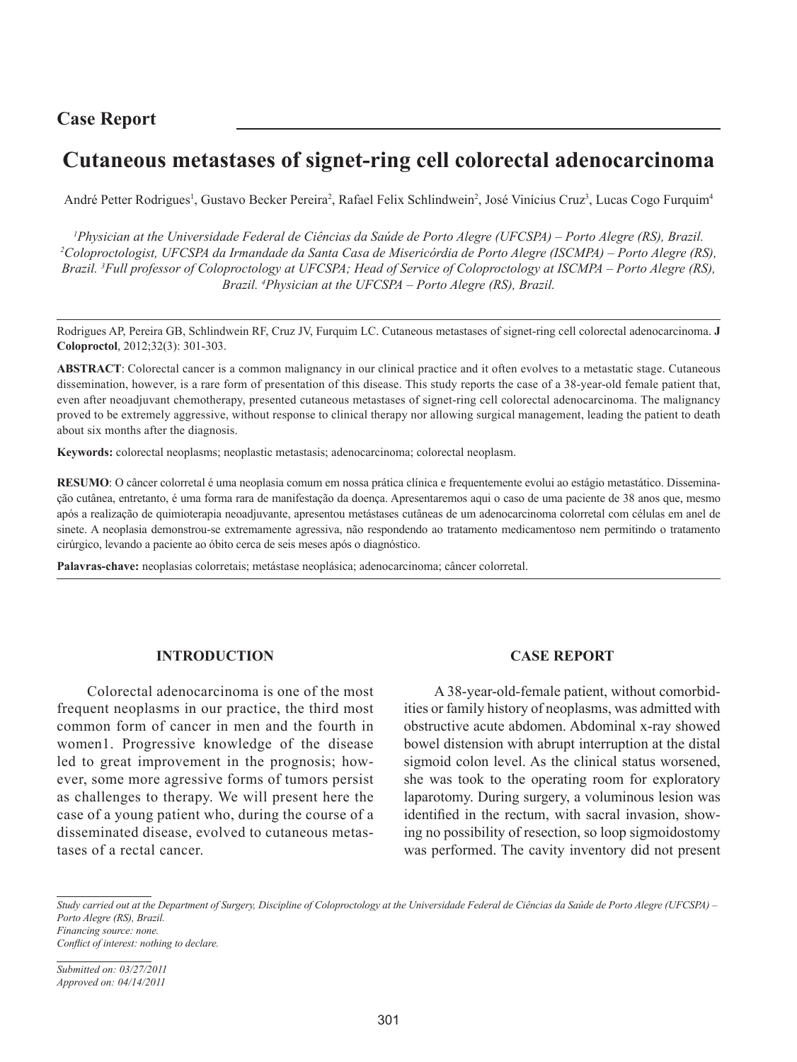## Case Report

# Cutaneous metastases of signet-ring cell colorectal adenocarcinoma

André Petter Rodrigues[1], Gustavo Becker Pereira[2], Rafael Felix Schlindwein[2], José Vinícius Cruz[3], Lucas Cogo Furquim[4]

*[1]Physician at the Universidade Federal de Ciências da Saúde de Porto Alegre (UFCSPA) – Porto Alegre (RS), Brazil. [2]Coloproctologist, UFCSPA da Irmandade da Santa Casa de Misericórdia de Porto Alegre (ISCMPA) – Porto Alegre (RS), Brazil. [3]Full professor of Coloproctology at UFCSPA; Head of Service of Coloproctology at ISCMPA – Porto Alegre (RS), Brazil. [4]Physician at the UFCSPA – Porto Alegre (RS), Brazil.*

Rodrigues AP, Pereira GB, Schlindwein RF, Cruz JV, Furquim LC. Cutaneous metastases of signet-ring cell colorectal adenocarcinoma. **J Coloproctol**, 2012;32(3): 301-303.

**ABSTRACT**: Colorectal cancer is a common malignancy in our clinical practice and it often evolves to a metastatic stage. Cutaneous dissemination, however, is a rare form of presentation of this disease. This study reports the case of a 38-year-old female patient that, even after neoadjuvant chemotherapy, presented cutaneous metastases of signet-ring cell colorectal adenocarcinoma. The malignancy proved to be extremely aggressive, without response to clinical therapy nor allowing surgical management, leading the patient to death about six months after the diagnosis.

**Keywords:** colorectal neoplasms; neoplastic metastasis; adenocarcinoma; colorectal neoplasm.

**RESUMO**: O câncer colorretal é uma neoplasia comum em nossa prática clínica e frequentemente evolui ao estágio metastático. Disseminação cutânea, entretanto, é uma forma rara de manifestação da doença. Apresentaremos aqui o caso de uma paciente de 38 anos que, mesmo após a realização de quimioterapia neoadjuvante, apresentou metástases cutâneas de um adenocarcinoma colorretal com células em anel de sinete. A neoplasia demonstrou-se extremamente agressiva, não respondendo ao tratamento medicamentoso nem permitindo o tratamento cirúrgico, levando a paciente ao óbito cerca de seis meses após o diagnóstico.

**Palavras-chave:** neoplasias colorretais; metástase neoplásica; adenocarcinoma; câncer colorretal.

## INTRODUCTION

Colorectal adenocarcinoma is one of the most frequent neoplasms in our practice, the third most common form of cancer in men and the fourth in women1. Progressive knowledge of the disease led to great improvement in the prognosis; however, some more agressive forms of tumors persist as challenges to therapy. We will present here the case of a young patient who, during the course of a disseminated disease, evolved to cutaneous metastases of a rectal cancer.

## CASE REPORT

A 38-year-old-female patient, without comorbidities or family history of neoplasms, was admitted with obstructive acute abdomen. Abdominal x-ray showed bowel distension with abrupt interruption at the distal sigmoid colon level. As the clinical status worsened, she was took to the operating room for exploratory laparotomy. During surgery, a voluminous lesion was identified in the rectum, with sacral invasion, showing no possibility of resection, so loop sigmoidostomy was performed. The cavity inventory did not present

*Study carried out at the Department of Surgery, Discipline of Coloproctology at the Universidade Federal de Ciências da Saúde de Porto Alegre (UFCSPA) – Porto Alegre (RS), Brazil.*
*Financing source: none.*
*Conflict of interest: nothing to declare.*

*Submitted on: 03/27/2011*
*Approved on: 04/14/2011*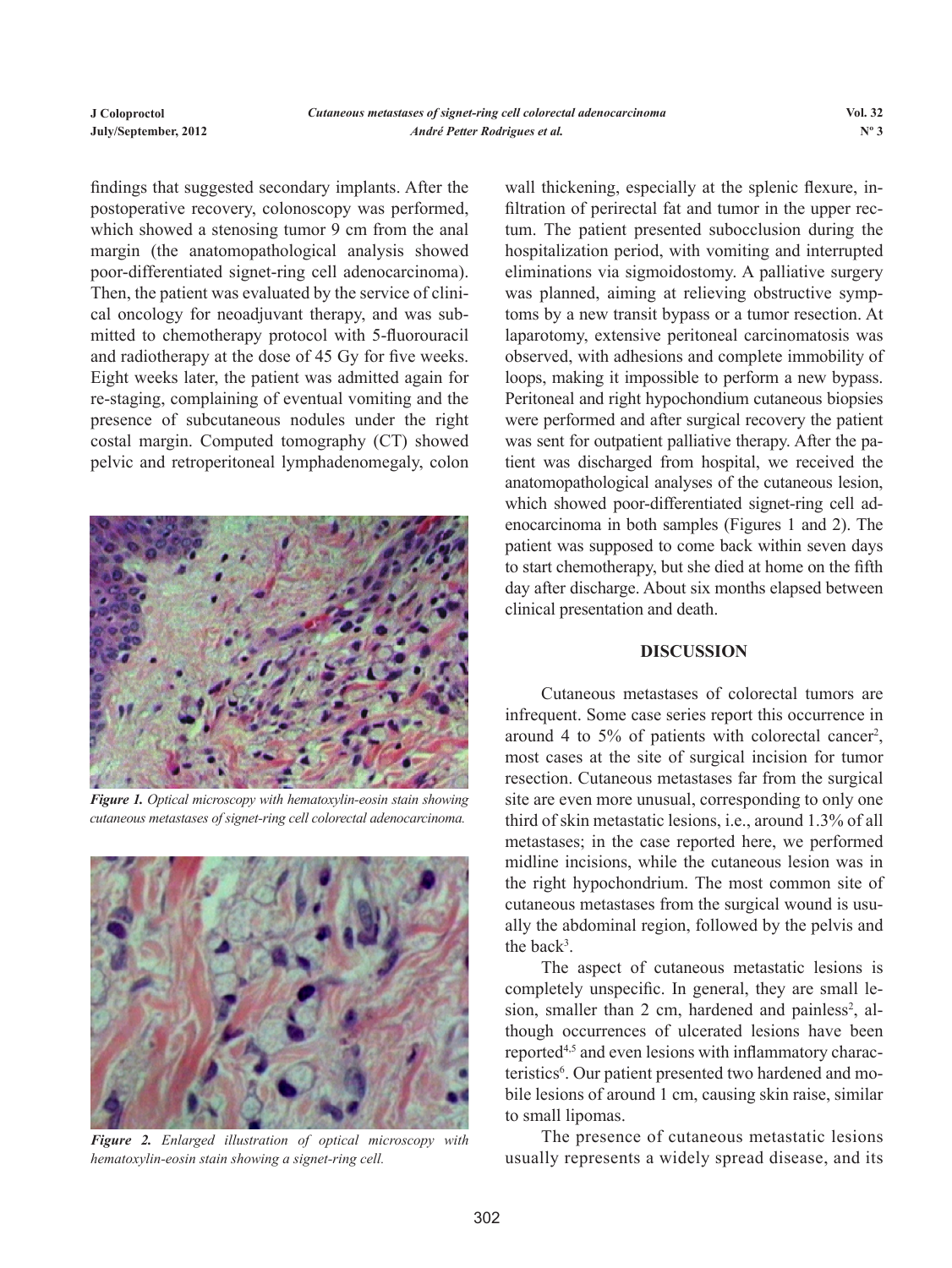findings that suggested secondary implants. After the postoperative recovery, colonoscopy was performed, which showed a stenosing tumor 9 cm from the anal margin (the anatomopathological analysis showed poor-differentiated signet-ring cell adenocarcinoma). Then, the patient was evaluated by the service of clinical oncology for neoadjuvant therapy, and was submitted to chemotherapy protocol with 5-fluorouracil and radiotherapy at the dose of 45 Gy for five weeks. Eight weeks later, the patient was admitted again for re-staging, complaining of eventual vomiting and the presence of subcutaneous nodules under the right costal margin. Computed tomography (CT) showed pelvic and retroperitoneal lymphadenomegaly, colon wall thickening, especially at the splenic flexure, infiltration of perirectal fat and tumor in the upper rectum. The patient presented subocclusion during the hospitalization period, with vomiting and interrupted eliminations via sigmoidostomy. A palliative surgery was planned, aiming at relieving obstructive symptoms by a new transit bypass or a tumor resection. At laparotomy, extensive peritoneal carcinomatosis was observed, with adhesions and complete immobility of loops, making it impossible to perform a new bypass. Peritoneal and right hypochondium cutaneous biopsies were performed and after surgical recovery the patient was sent for outpatient palliative therapy. After the patient was discharged from hospital, we received the anatomopathological analyses of the cutaneous lesion, which showed poor-differentiated signet-ring cell adenocarcinoma in both samples (Figures 1 and 2). The patient was supposed to come back within seven days to start chemotherapy, but she died at home on the fifth day after discharge. About six months elapsed between clinical presentation and death.

*Figure 1. Optical microscopy with hematoxylin-eosin stain showing cutaneous metastases of signet-ring cell colorectal adenocarcinoma.*

*Figure 2. Enlarged illustration of optical microscopy with hematoxylin-eosin stain showing a signet-ring cell.*

## DISCUSSION

Cutaneous metastases of colorectal tumors are infrequent. Some case series report this occurrence in around 4 to 5% of patients with colorectal cancer[2], most cases at the site of surgical incision for tumor resection. Cutaneous metastases far from the surgical site are even more unusual, corresponding to only one third of skin metastatic lesions, i.e., around 1.3% of all metastases; in the case reported here, we performed midline incisions, while the cutaneous lesion was in the right hypochondrium. The most common site of cutaneous metastases from the surgical wound is usually the abdominal region, followed by the pelvis and the back[3].

The aspect of cutaneous metastatic lesions is completely unspecific. In general, they are small lesion, smaller than 2 cm, hardened and painless[2], although occurrences of ulcerated lesions have been reported[4,5] and even lesions with inflammatory characteristics[6]. Our patient presented two hardened and mobile lesions of around 1 cm, causing skin raise, similar to small lipomas.

The presence of cutaneous metastatic lesions usually represents a widely spread disease, and its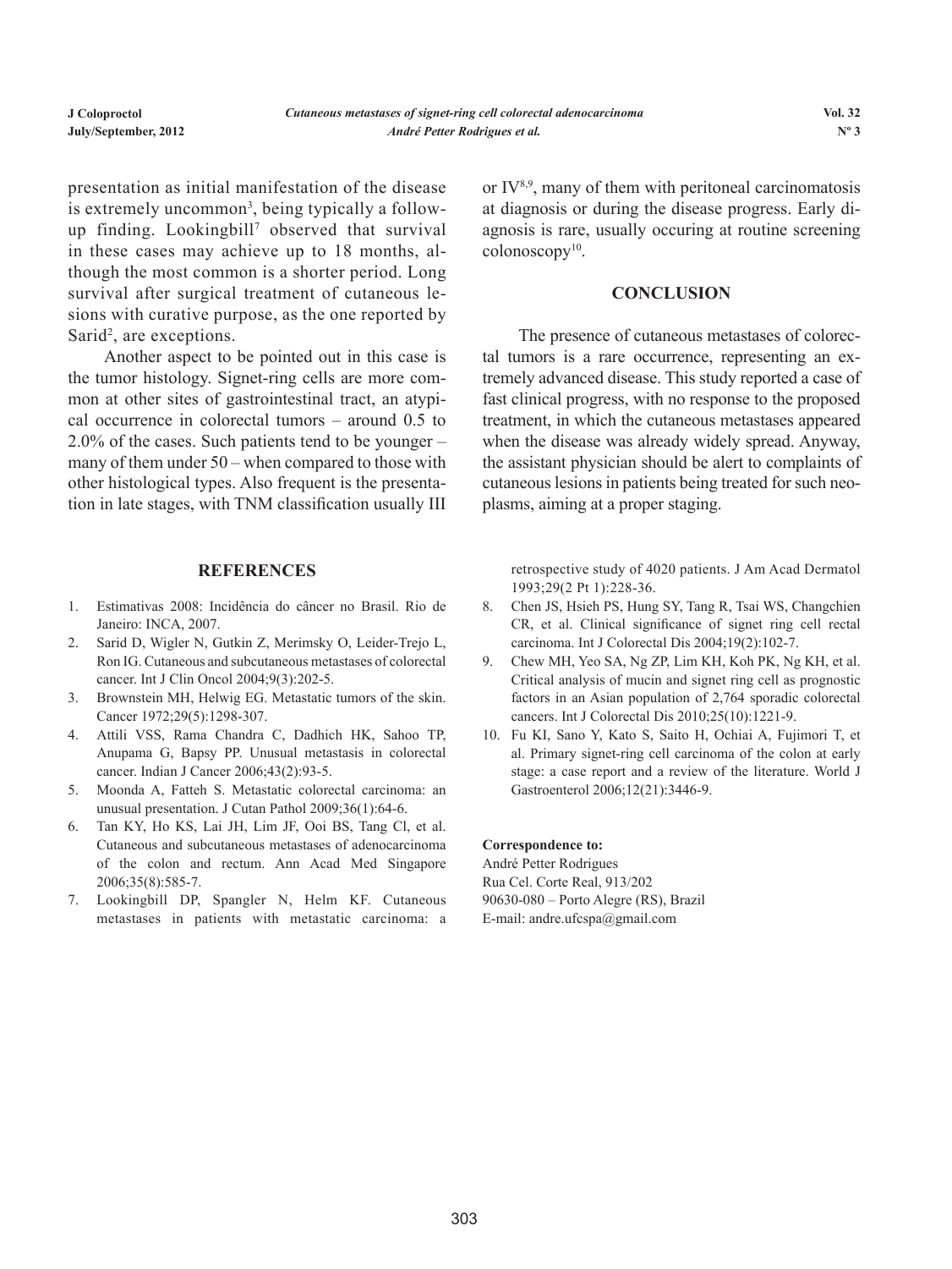presentation as initial manifestation of the disease is extremely uncommon[3], being typically a follow-up finding. Lookingbill[7] observed that survival in these cases may achieve up to 18 months, although the most common is a shorter period. Long survival after surgical treatment of cutaneous lesions with curative purpose, as the one reported by Sarid[2], are exceptions.

Another aspect to be pointed out in this case is the tumor histology. Signet-ring cells are more common at other sites of gastrointestinal tract, an atypical occurrence in colorectal tumors – around 0.5 to 2.0% of the cases. Such patients tend to be younger – many of them under 50 – when compared to those with other histological types. Also frequent is the presentation in late stages, with TNM classification usually III or IV[8,9], many of them with peritoneal carcinomatosis at diagnosis or during the disease progress. Early diagnosis is rare, usually occuring at routine screening colonoscopy[10].

## CONCLUSION

The presence of cutaneous metastases of colorectal tumors is a rare occurrence, representing an extremely advanced disease. This study reported a case of fast clinical progress, with no response to the proposed treatment, in which the cutaneous metastases appeared when the disease was already widely spread. Anyway, the assistant physician should be alert to complaints of cutaneous lesions in patients being treated for such neoplasms, aiming at a proper staging.

## REFERENCES

1. Estimativas 2008: Incidência do câncer no Brasil. Rio de Janeiro: INCA, 2007.
2. Sarid D, Wigler N, Gutkin Z, Merimsky O, Leider-Trejo L, Ron IG. Cutaneous and subcutaneous metastases of colorectal cancer. Int J Clin Oncol 2004;9(3):202-5.
3. Brownstein MH, Helwig EG. Metastatic tumors of the skin. Cancer 1972;29(5):1298-307.
4. Attili VSS, Rama Chandra C, Dadhich HK, Sahoo TP, Anupama G, Bapsy PP. Unusual metastasis in colorectal cancer. Indian J Cancer 2006;43(2):93-5.
5. Moonda A, Fatteh S. Metastatic colorectal carcinoma: an unusual presentation. J Cutan Pathol 2009;36(1):64-6.
6. Tan KY, Ho KS, Lai JH, Lim JF, Ooi BS, Tang Cl, et al. Cutaneous and subcutaneous metastases of adenocarcinoma of the colon and rectum. Ann Acad Med Singapore 2006;35(8):585-7.
7. Lookingbill DP, Spangler N, Helm KF. Cutaneous metastases in patients with metastatic carcinoma: a retrospective study of 4020 patients. J Am Acad Dermatol 1993;29(2 Pt 1):228-36.
8. Chen JS, Hsieh PS, Hung SY, Tang R, Tsai WS, Changchien CR, et al. Clinical significance of signet ring cell rectal carcinoma. Int J Colorectal Dis 2004;19(2):102-7.
9. Chew MH, Yeo SA, Ng ZP, Lim KH, Koh PK, Ng KH, et al. Critical analysis of mucin and signet ring cell as prognostic factors in an Asian population of 2,764 sporadic colorectal cancers. Int J Colorectal Dis 2010;25(10):1221-9.
10. Fu KI, Sano Y, Kato S, Saito H, Ochiai A, Fujimori T, et al. Primary signet-ring cell carcinoma of the colon at early stage: a case report and a review of the literature. World J Gastroenterol 2006;12(21):3446-9.

**Correspondence to:**
André Petter Rodrigues
Rua Cel. Corte Real, 913/202
90630-080 – Porto Alegre (RS), Brazil
E-mail: andre.ufcspa@gmail.com